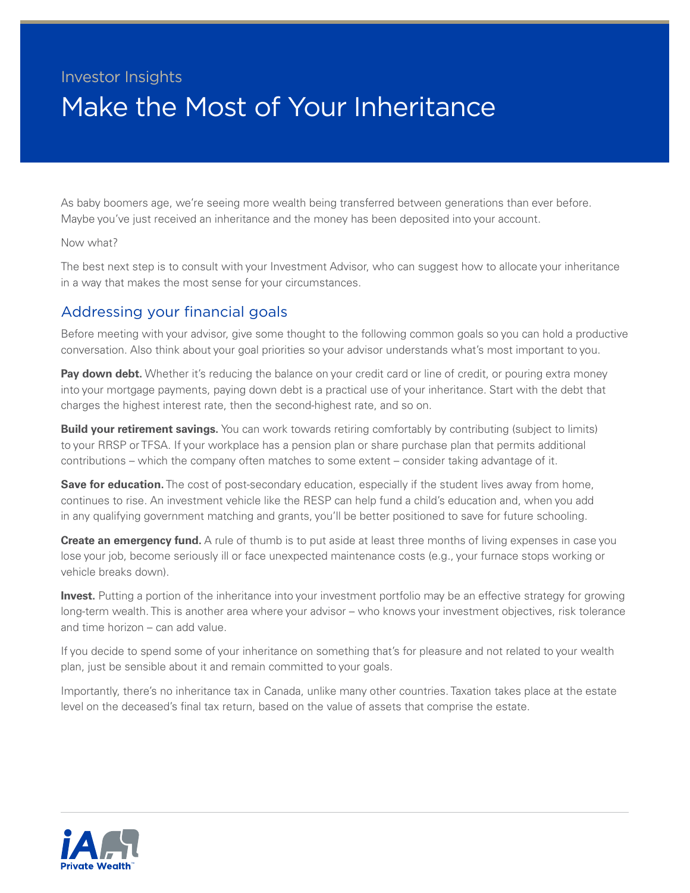Investor Insights

# Make the Most of Your Inheritance

As baby boomers age, we're seeing more wealth being transferred between generations than ever before. Maybe you've just received an inheritance and the money has been deposited into your account.

Now what?

The best next step is to consult with your Investment Advisor, who can suggest how to allocate your inheritance in a way that makes the most sense for your circumstances.

## Addressing your financial goals

Before meeting with your advisor, give some thought to the following common goals so you can hold a productive conversation. Also think about your goal priorities so your advisor understands what's most important to you.

**Pay down debt.** Whether it's reducing the balance on your credit card or line of credit, or pouring extra money into your mortgage payments, paying down debt is a practical use of your inheritance. Start with the debt that charges the highest interest rate, then the second-highest rate, and so on.

**Build your retirement savings.** You can work towards retiring comfortably by contributing (subject to limits) to your RRSP or TFSA. If your workplace has a pension plan or share purchase plan that permits additional contributions – which the company often matches to some extent – consider taking advantage of it.

**Save for education.** The cost of post-secondary education, especially if the student lives away from home, continues to rise. An investment vehicle like the RESP can help fund a child's education and, when you add in any qualifying government matching and grants, you'll be better positioned to save for future schooling.

**Create an emergency fund.** A rule of thumb is to put aside at least three months of living expenses in case you lose your job, become seriously ill or face unexpected maintenance costs (e.g., your furnace stops working or vehicle breaks down).

**Invest.** Putting a portion of the inheritance into your investment portfolio may be an effective strategy for growing long-term wealth. This is another area where your advisor – who knows your investment objectives, risk tolerance and time horizon – can add value.

If you decide to spend some of your inheritance on something that's for pleasure and not related to your wealth plan, just be sensible about it and remain committed to your goals.

Importantly, there's no inheritance tax in Canada, unlike many other countries. Taxation takes place at the estate level on the deceased's final tax return, based on the value of assets that comprise the estate.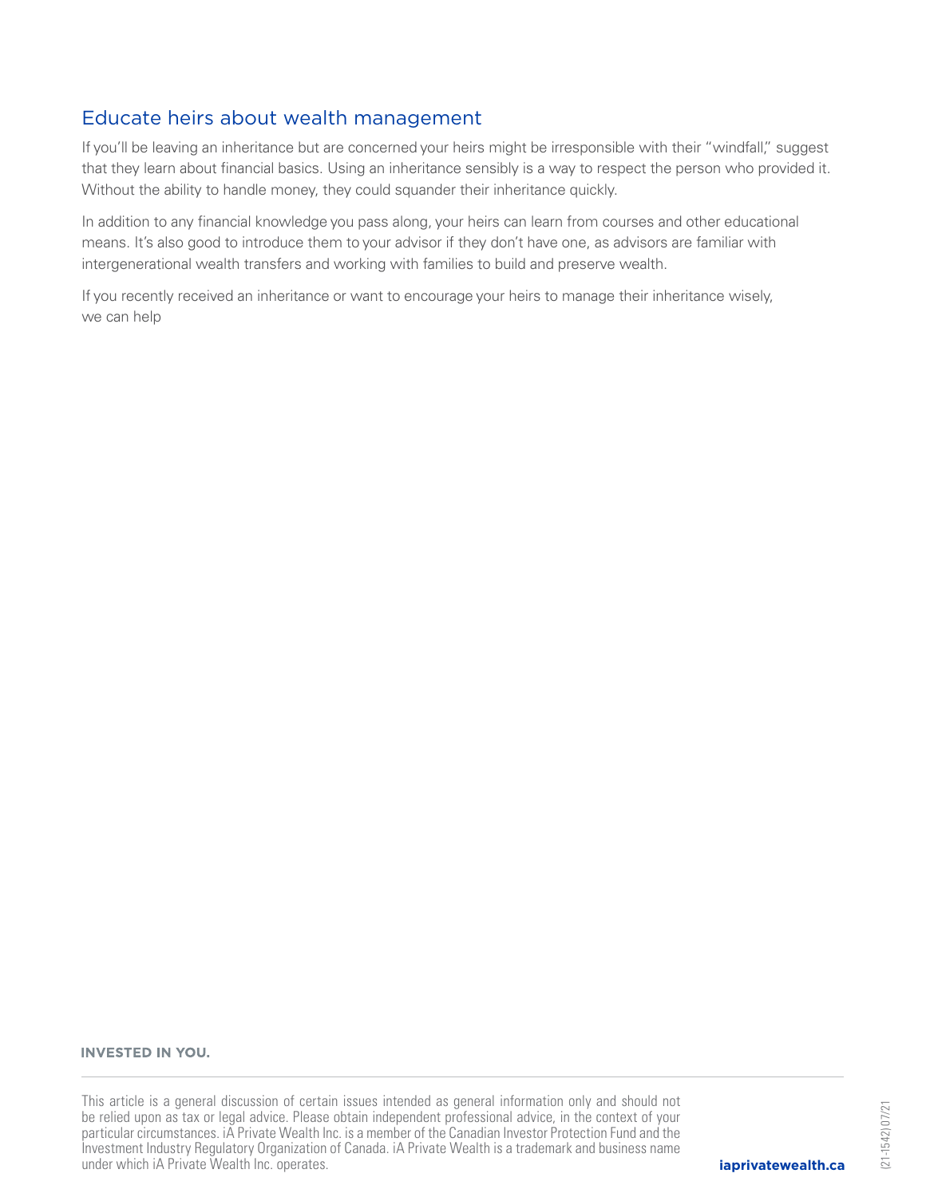## Educate heirs about wealth management

If you'll be leaving an inheritance but are concerned your heirs might be irresponsible with their "windfall," suggest that they learn about financial basics. Using an inheritance sensibly is a way to respect the person who provided it. Without the ability to handle money, they could squander their inheritance quickly.

In addition to any financial knowledge you pass along, your heirs can learn from courses and other educational means. It's also good to introduce them to your advisor if they don't have one, as advisors are familiar with intergenerational wealth transfers and working with families to build and preserve wealth.

If you recently received an inheritance or want to encourage your heirs to manage their inheritance wisely, we can help

**INVESTED IN YOU.**

This article is a general discussion of certain issues intended as general information only and should not be relied upon as tax or legal advice. Please obtain independent professional advice, in the context of your particular circumstances. iA Private Wealth Inc. is a member of the Canadian Investor Protection Fund and the Investment Industry Regulatory Organization of Canada. iA Private Wealth is a trademark and business name under which iA Private Wealth Inc. operates.

**iaprivatewealth.ca**

(21-1542) 07/21